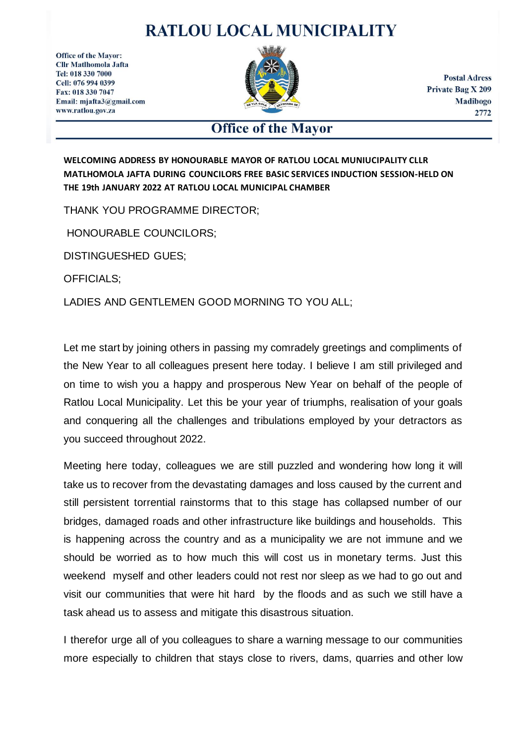# RATLOU LOCAL MUNICIPALITY

Office of the Mayor:
Cllr Matlhomola Jafta
Tel: 018 330 7000
Cell: 076 994 0399
Fax: 018 330 7047
Email: mjafta3@gmail.com
www.ratlou.gov.za

Postal Adress
Private Bag X 209
Madibogo
2772

## Office of the Mayor

**WELCOMING ADDRESS BY HONOURABLE MAYOR OF RATLOU LOCAL MUNIUCIPALITY CLLR MATLHOMOLA JAFTA DURING COUNCILORS FREE BASIC SERVICES INDUCTION SESSION-HELD ON THE 19th JANUARY 2022 AT RATLOU LOCAL MUNICIPAL CHAMBER**

THANK YOU PROGRAMME DIRECTOR;

HONOURABLE COUNCILORS;

DISTINGUESHED GUES;

OFFICIALS;

LADIES AND GENTLEMEN GOOD MORNING TO YOU ALL;

Let me start by joining others in passing my comradely greetings and compliments of the New Year to all colleagues present here today. I believe I am still privileged and on time to wish you a happy and prosperous New Year on behalf of the people of Ratlou Local Municipality. Let this be your year of triumphs, realisation of your goals and conquering all the challenges and tribulations employed by your detractors as you succeed throughout 2022.

Meeting here today, colleagues we are still puzzled and wondering how long it will take us to recover from the devastating damages and loss caused by the current and still persistent torrential rainstorms that to this stage has collapsed number of our bridges, damaged roads and other infrastructure like buildings and households. This is happening across the country and as a municipality we are not immune and we should be worried as to how much this will cost us in monetary terms. Just this weekend myself and other leaders could not rest nor sleep as we had to go out and visit our communities that were hit hard by the floods and as such we still have a task ahead us to assess and mitigate this disastrous situation.

I therefor urge all of you colleagues to share a warning message to our communities more especially to children that stays close to rivers, dams, quarries and other low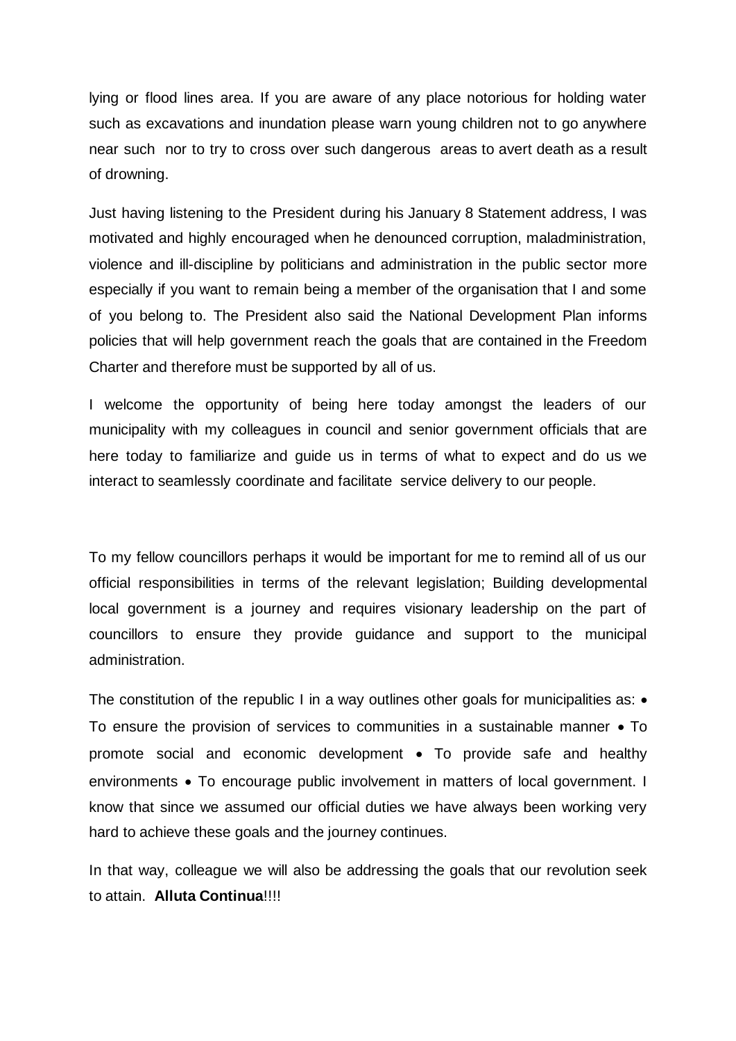lying or flood lines area. If you are aware of any place notorious for holding water such as excavations and inundation please warn young children not to go anywhere near such nor to try to cross over such dangerous areas to avert death as a result of drowning.

Just having listening to the President during his January 8 Statement address, I was motivated and highly encouraged when he denounced corruption, maladministration, violence and ill-discipline by politicians and administration in the public sector more especially if you want to remain being a member of the organisation that I and some of you belong to. The President also said the National Development Plan informs policies that will help government reach the goals that are contained in the Freedom Charter and therefore must be supported by all of us.

I welcome the opportunity of being here today amongst the leaders of our municipality with my colleagues in council and senior government officials that are here today to familiarize and guide us in terms of what to expect and do us we interact to seamlessly coordinate and facilitate service delivery to our people.

To my fellow councillors perhaps it would be important for me to remind all of us our official responsibilities in terms of the relevant legislation; Building developmental local government is a journey and requires visionary leadership on the part of councillors to ensure they provide guidance and support to the municipal administration.

The constitution of the republic I in a way outlines other goals for municipalities as: • To ensure the provision of services to communities in a sustainable manner • To promote social and economic development • To provide safe and healthy environments • To encourage public involvement in matters of local government. I know that since we assumed our official duties we have always been working very hard to achieve these goals and the journey continues.

In that way, colleague we will also be addressing the goals that our revolution seek to attain. **Alluta Continua**!!!!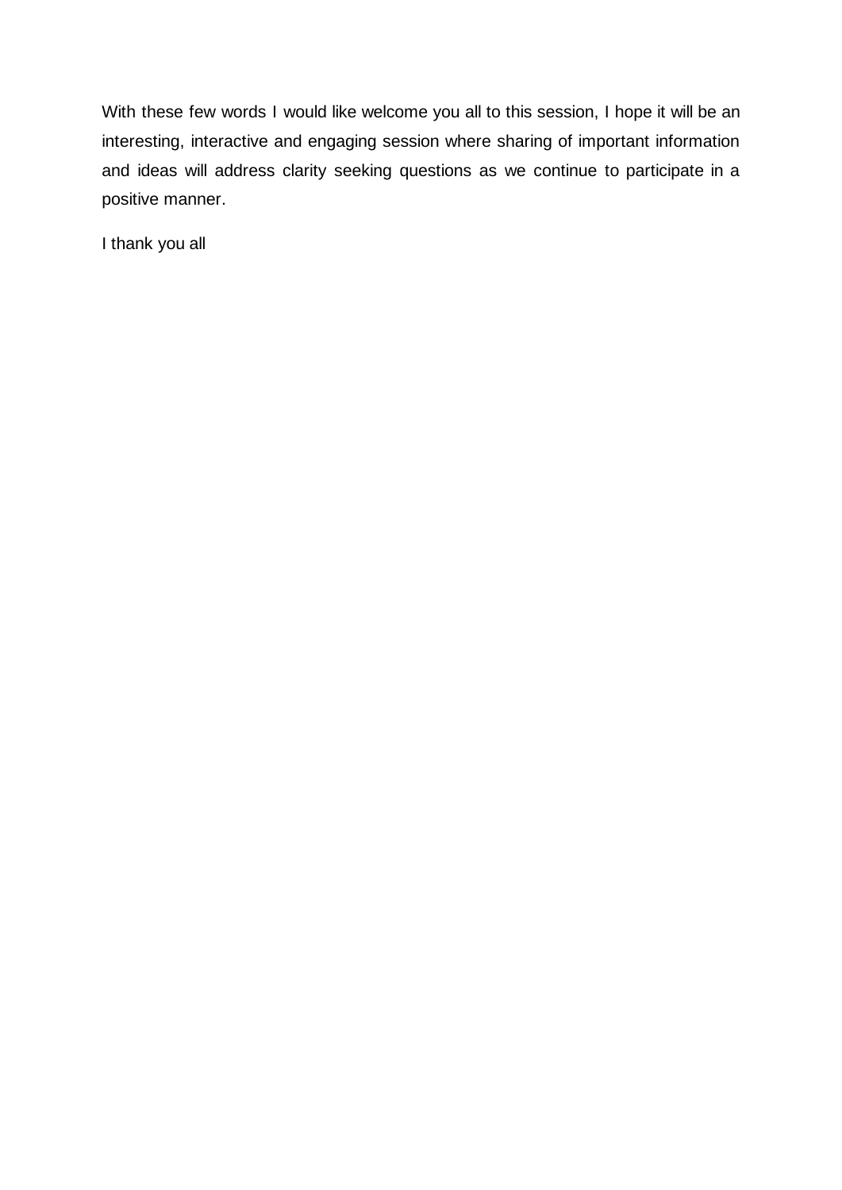With these few words I would like welcome you all to this session, I hope it will be an interesting, interactive and engaging session where sharing of important information and ideas will address clarity seeking questions as we continue to participate in a positive manner.

I thank you all